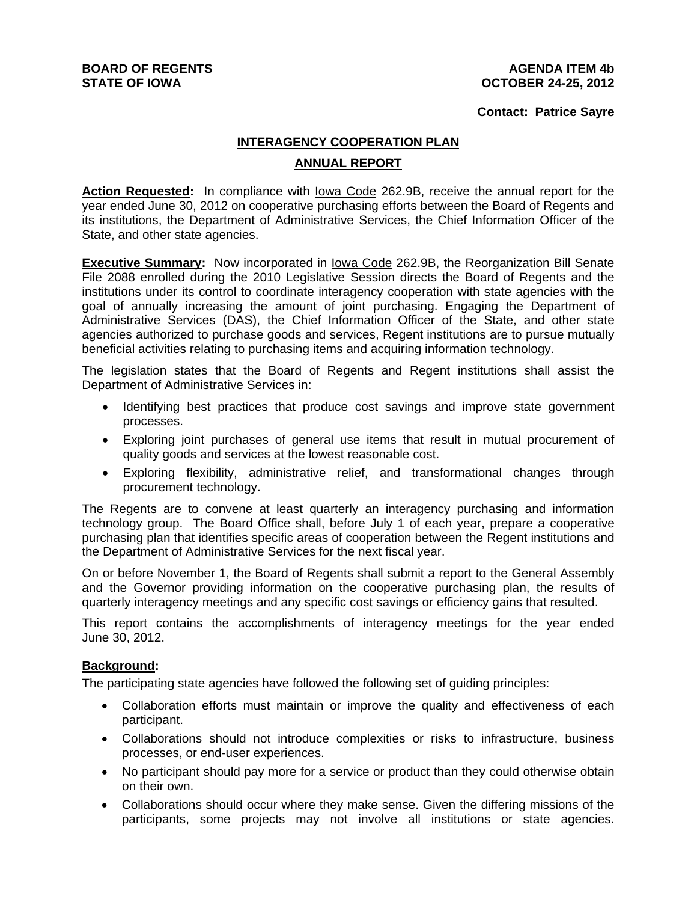**BOARD OF REGENTS**
**STATE OF IOWA**

**AGENDA ITEM 4b**
**OCTOBER 24-25, 2012**

**Contact: Patrice Sayre**

## INTERAGENCY COOPERATION PLAN

## ANNUAL REPORT

**Action Requested:** In compliance with Iowa Code 262.9B, receive the annual report for the year ended June 30, 2012 on cooperative purchasing efforts between the Board of Regents and its institutions, the Department of Administrative Services, the Chief Information Officer of the State, and other state agencies.

**Executive Summary:** Now incorporated in Iowa Code 262.9B, the Reorganization Bill Senate File 2088 enrolled during the 2010 Legislative Session directs the Board of Regents and the institutions under its control to coordinate interagency cooperation with state agencies with the goal of annually increasing the amount of joint purchasing. Engaging the Department of Administrative Services (DAS), the Chief Information Officer of the State, and other state agencies authorized to purchase goods and services, Regent institutions are to pursue mutually beneficial activities relating to purchasing items and acquiring information technology.

The legislation states that the Board of Regents and Regent institutions shall assist the Department of Administrative Services in:

- Identifying best practices that produce cost savings and improve state government processes.
- Exploring joint purchases of general use items that result in mutual procurement of quality goods and services at the lowest reasonable cost.
- Exploring flexibility, administrative relief, and transformational changes through procurement technology.

The Regents are to convene at least quarterly an interagency purchasing and information technology group. The Board Office shall, before July 1 of each year, prepare a cooperative purchasing plan that identifies specific areas of cooperation between the Regent institutions and the Department of Administrative Services for the next fiscal year.

On or before November 1, the Board of Regents shall submit a report to the General Assembly and the Governor providing information on the cooperative purchasing plan, the results of quarterly interagency meetings and any specific cost savings or efficiency gains that resulted.

This report contains the accomplishments of interagency meetings for the year ended June 30, 2012.

**Background:**

The participating state agencies have followed the following set of guiding principles:

- Collaboration efforts must maintain or improve the quality and effectiveness of each participant.
- Collaborations should not introduce complexities or risks to infrastructure, business processes, or end-user experiences.
- No participant should pay more for a service or product than they could otherwise obtain on their own.
- Collaborations should occur where they make sense. Given the differing missions of the participants, some projects may not involve all institutions or state agencies.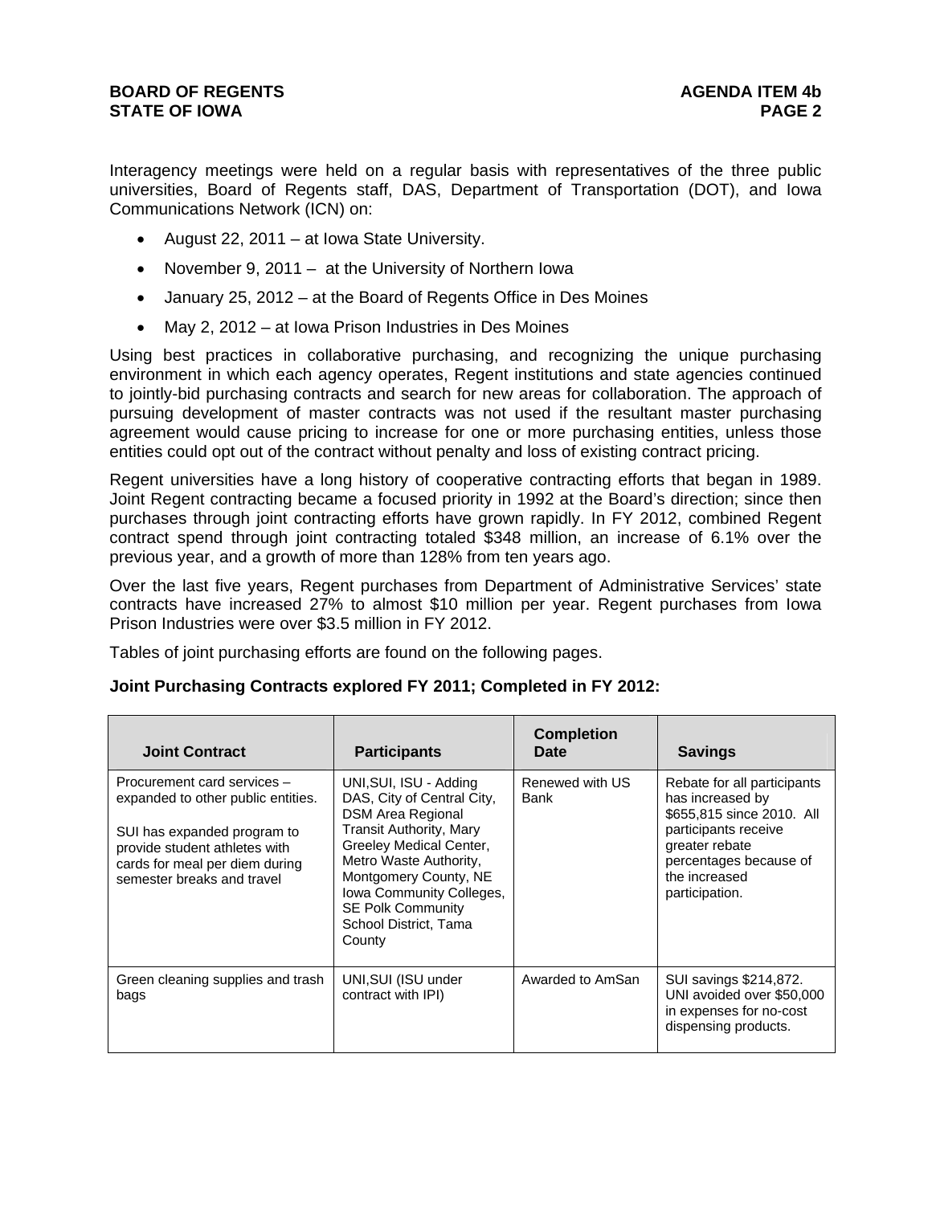Interagency meetings were held on a regular basis with representatives of the three public universities, Board of Regents staff, DAS, Department of Transportation (DOT), and Iowa Communications Network (ICN) on:

- August 22, 2011 – at Iowa State University.
- November 9, 2011 – at the University of Northern Iowa
- January 25, 2012 – at the Board of Regents Office in Des Moines
- May 2, 2012 – at Iowa Prison Industries in Des Moines

Using best practices in collaborative purchasing, and recognizing the unique purchasing environment in which each agency operates, Regent institutions and state agencies continued to jointly-bid purchasing contracts and search for new areas for collaboration. The approach of pursuing development of master contracts was not used if the resultant master purchasing agreement would cause pricing to increase for one or more purchasing entities, unless those entities could opt out of the contract without penalty and loss of existing contract pricing.

Regent universities have a long history of cooperative contracting efforts that began in 1989. Joint Regent contracting became a focused priority in 1992 at the Board's direction; since then purchases through joint contracting efforts have grown rapidly. In FY 2012, combined Regent contract spend through joint contracting totaled $348 million, an increase of 6.1% over the previous year, and a growth of more than 128% from ten years ago.

Over the last five years, Regent purchases from Department of Administrative Services' state contracts have increased 27% to almost $10 million per year. Regent purchases from Iowa Prison Industries were over $3.5 million in FY 2012.

Tables of joint purchasing efforts are found on the following pages.

**Joint Purchasing Contracts explored FY 2011; Completed in FY 2012:**

| Joint Contract | Participants | Completion Date | Savings |
|---|---|---|---|
| Procurement card services – expanded to other public entities. SUI has expanded program to provide student athletes with cards for meal per diem during semester breaks and travel | UNI,SUI, ISU - Adding DAS, City of Central City, DSM Area Regional Transit Authority, Mary Greeley Medical Center, Metro Waste Authority, Montgomery County, NE Iowa Community Colleges, SE Polk Community School District, Tama County | Renewed with US Bank | Rebate for all participants has increased by $655,815 since 2010. All participants receive greater rebate percentages because of the increased participation. |
| Green cleaning supplies and trash bags | UNI,SUI (ISU under contract with IPI) | Awarded to AmSan | SUI savings $214,872. UNI avoided over $50,000 in expenses for no-cost dispensing products. |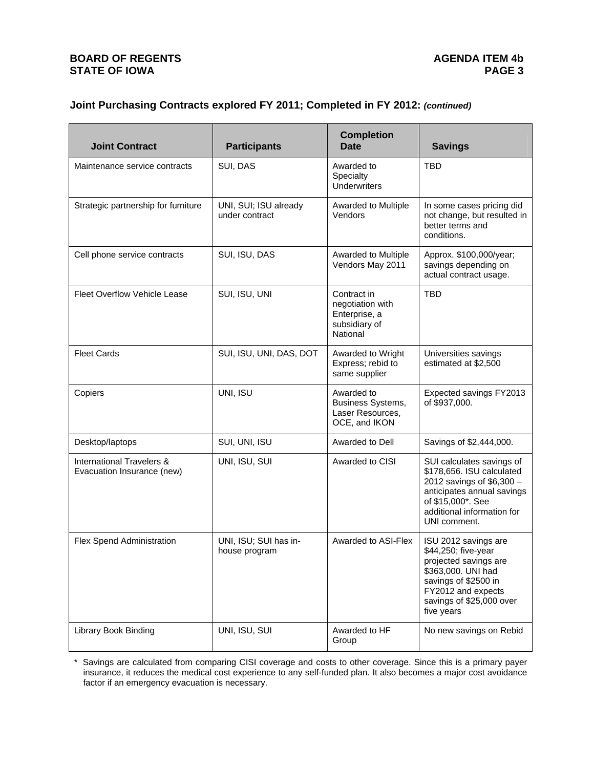## Joint Purchasing Contracts explored FY 2011; Completed in FY 2012: *(continued)*

| Joint Contract | Participants | Completion Date | Savings |
|---|---|---|---|
| Maintenance service contracts | SUI, DAS | Awarded to Specialty Underwriters | TBD |
| Strategic partnership for furniture | UNI, SUI; ISU already under contract | Awarded to Multiple Vendors | In some cases pricing did not change, but resulted in better terms and conditions. |
| Cell phone service contracts | SUI, ISU, DAS | Awarded to Multiple Vendors May 2011 | Approx. $100,000/year; savings depending on actual contract usage. |
| Fleet Overflow Vehicle Lease | SUI, ISU, UNI | Contract in negotiation with Enterprise, a subsidiary of National | TBD |
| Fleet Cards | SUI, ISU, UNI, DAS, DOT | Awarded to Wright Express; rebid to same supplier | Universities savings estimated at $2,500 |
| Copiers | UNI, ISU | Awarded to Business Systems, Laser Resources, OCE, and IKON | Expected savings FY2013 of $937,000. |
| Desktop/laptops | SUI, UNI, ISU | Awarded to Dell | Savings of $2,444,000. |
| International Travelers & Evacuation Insurance (new) | UNI, ISU, SUI | Awarded to CISI | SUI calculates savings of $178,656. ISU calculated 2012 savings of $6,300 – anticipates annual savings of $15,000*. See additional information for UNI comment. |
| Flex Spend Administration | UNI, ISU; SUI has in-house program | Awarded to ASI-Flex | ISU 2012 savings are $44,250; five-year projected savings are $363,000. UNI had savings of $2500 in FY2012 and expects savings of $25,000 over five years |
| Library Book Binding | UNI, ISU, SUI | Awarded to HF Group | No new savings on Rebid |

\* Savings are calculated from comparing CISI coverage and costs to other coverage. Since this is a primary payer insurance, it reduces the medical cost experience to any self-funded plan. It also becomes a major cost avoidance factor if an emergency evacuation is necessary.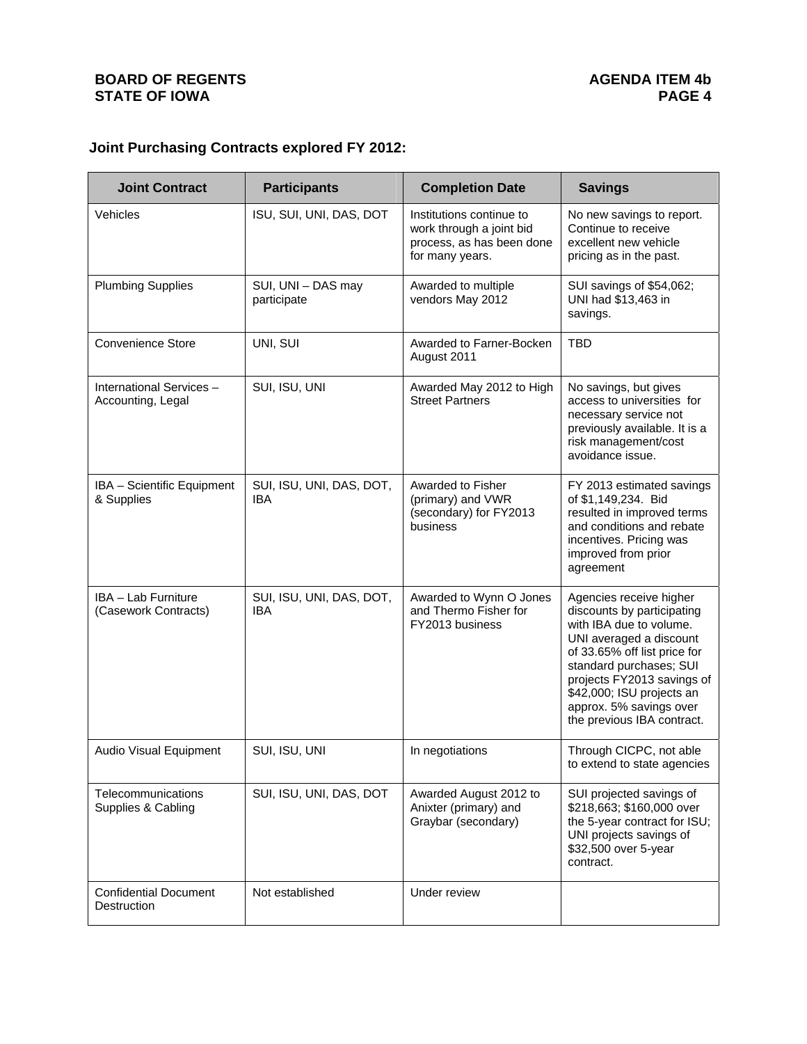## Joint Purchasing Contracts explored FY 2012:

| Joint Contract | Participants | Completion Date | Savings |
|---|---|---|---|
| Vehicles | ISU, SUI, UNI, DAS, DOT | Institutions continue to work through a joint bid process, as has been done for many years. | No new savings to report. Continue to receive excellent new vehicle pricing as in the past. |
| Plumbing Supplies | SUI, UNI – DAS may participate | Awarded to multiple vendors May 2012 | SUI savings of $54,062; UNI had $13,463 in savings. |
| Convenience Store | UNI, SUI | Awarded to Farner-Bocken August 2011 | TBD |
| International Services – Accounting, Legal | SUI, ISU, UNI | Awarded May 2012 to High Street Partners | No savings, but gives access to universities for necessary service not previously available. It is a risk management/cost avoidance issue. |
| IBA – Scientific Equipment & Supplies | SUI, ISU, UNI, DAS, DOT, IBA | Awarded to Fisher (primary) and VWR (secondary) for FY2013 business | FY 2013 estimated savings of $1,149,234. Bid resulted in improved terms and conditions and rebate incentives. Pricing was improved from prior agreement |
| IBA – Lab Furniture (Casework Contracts) | SUI, ISU, UNI, DAS, DOT, IBA | Awarded to Wynn O Jones and Thermo Fisher for FY2013 business | Agencies receive higher discounts by participating with IBA due to volume. UNI averaged a discount of 33.65% off list price for standard purchases; SUI projects FY2013 savings of $42,000; ISU projects an approx. 5% savings over the previous IBA contract. |
| Audio Visual Equipment | SUI, ISU, UNI | In negotiations | Through CICPC, not able to extend to state agencies |
| Telecommunications Supplies & Cabling | SUI, ISU, UNI, DAS, DOT | Awarded August 2012 to Anixter (primary) and Graybar (secondary) | SUI projected savings of $218,663; $160,000 over the 5-year contract for ISU; UNI projects savings of $32,500 over 5-year contract. |
| Confidential Document Destruction | Not established | Under review | |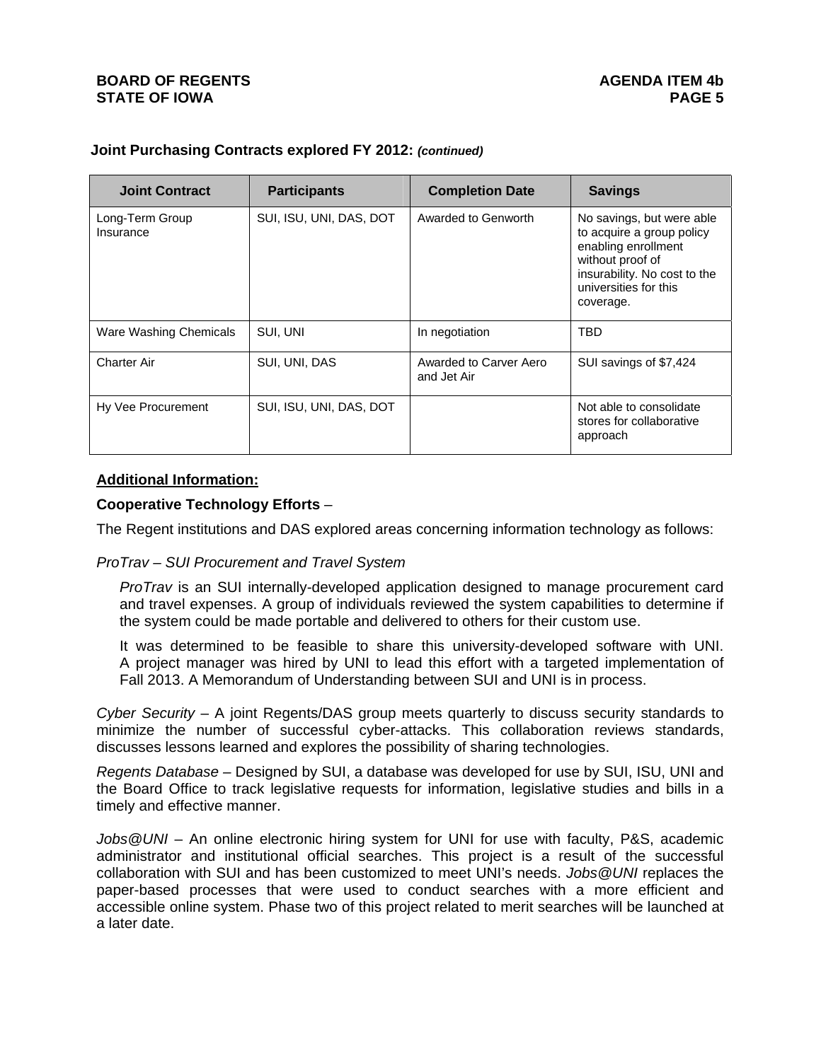**Joint Purchasing Contracts explored FY 2012:** ***(continued)***

| Joint Contract | Participants | Completion Date | Savings |
|---|---|---|---|
| Long-Term Group Insurance | SUI, ISU, UNI, DAS, DOT | Awarded to Genworth | No savings, but were able to acquire a group policy enabling enrollment without proof of insurability. No cost to the universities for this coverage. |
| Ware Washing Chemicals | SUI, UNI | In negotiation | TBD |
| Charter Air | SUI, UNI, DAS | Awarded to Carver Aero and Jet Air | SUI savings of $7,424 |
| Hy Vee Procurement | SUI, ISU, UNI, DAS, DOT | | Not able to consolidate stores for collaborative approach |

## Additional Information:

**Cooperative Technology Efforts** –

The Regent institutions and DAS explored areas concerning information technology as follows:

*ProTrav – SUI Procurement and Travel System*

*ProTrav* is an SUI internally-developed application designed to manage procurement card and travel expenses. A group of individuals reviewed the system capabilities to determine if the system could be made portable and delivered to others for their custom use.

It was determined to be feasible to share this university-developed software with UNI. A project manager was hired by UNI to lead this effort with a targeted implementation of Fall 2013. A Memorandum of Understanding between SUI and UNI is in process.

*Cyber Security* – A joint Regents/DAS group meets quarterly to discuss security standards to minimize the number of successful cyber-attacks. This collaboration reviews standards, discusses lessons learned and explores the possibility of sharing technologies.

*Regents Database* – Designed by SUI, a database was developed for use by SUI, ISU, UNI and the Board Office to track legislative requests for information, legislative studies and bills in a timely and effective manner.

*Jobs@UNI* – An online electronic hiring system for UNI for use with faculty, P&S, academic administrator and institutional official searches. This project is a result of the successful collaboration with SUI and has been customized to meet UNI's needs. *Jobs@UNI* replaces the paper-based processes that were used to conduct searches with a more efficient and accessible online system. Phase two of this project related to merit searches will be launched at a later date.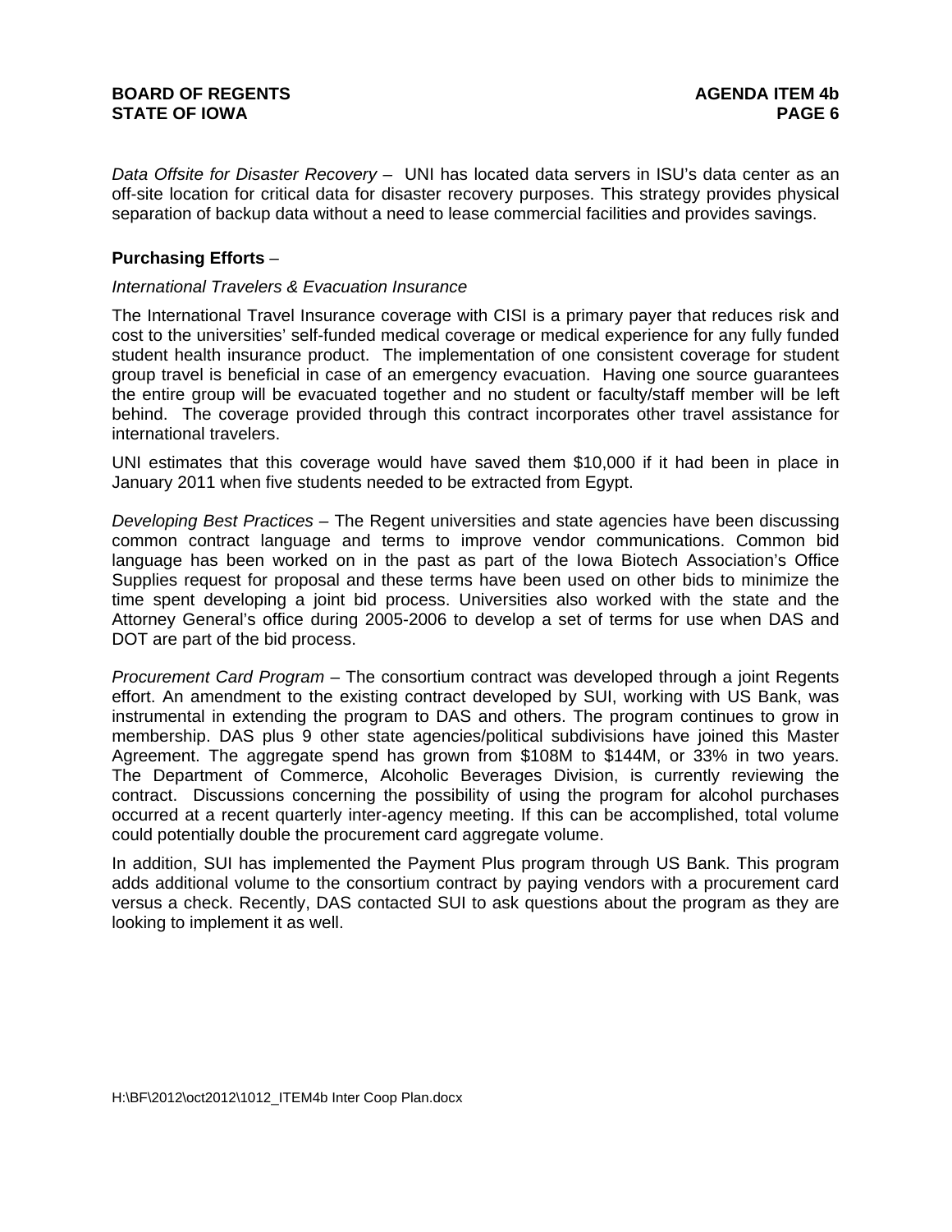*Data Offsite for Disaster Recovery* – UNI has located data servers in ISU's data center as an off-site location for critical data for disaster recovery purposes. This strategy provides physical separation of backup data without a need to lease commercial facilities and provides savings.

**Purchasing Efforts** –

*International Travelers & Evacuation Insurance*

The International Travel Insurance coverage with CISI is a primary payer that reduces risk and cost to the universities' self-funded medical coverage or medical experience for any fully funded student health insurance product. The implementation of one consistent coverage for student group travel is beneficial in case of an emergency evacuation. Having one source guarantees the entire group will be evacuated together and no student or faculty/staff member will be left behind. The coverage provided through this contract incorporates other travel assistance for international travelers.

UNI estimates that this coverage would have saved them $10,000 if it had been in place in January 2011 when five students needed to be extracted from Egypt.

*Developing Best Practices* – The Regent universities and state agencies have been discussing common contract language and terms to improve vendor communications. Common bid language has been worked on in the past as part of the Iowa Biotech Association's Office Supplies request for proposal and these terms have been used on other bids to minimize the time spent developing a joint bid process. Universities also worked with the state and the Attorney General's office during 2005-2006 to develop a set of terms for use when DAS and DOT are part of the bid process.

*Procurement Card Program* – The consortium contract was developed through a joint Regents effort. An amendment to the existing contract developed by SUI, working with US Bank, was instrumental in extending the program to DAS and others. The program continues to grow in membership. DAS plus 9 other state agencies/political subdivisions have joined this Master Agreement. The aggregate spend has grown from $108M to $144M, or 33% in two years. The Department of Commerce, Alcoholic Beverages Division, is currently reviewing the contract. Discussions concerning the possibility of using the program for alcohol purchases occurred at a recent quarterly inter-agency meeting. If this can be accomplished, total volume could potentially double the procurement card aggregate volume.

In addition, SUI has implemented the Payment Plus program through US Bank. This program adds additional volume to the consortium contract by paying vendors with a procurement card versus a check. Recently, DAS contacted SUI to ask questions about the program as they are looking to implement it as well.